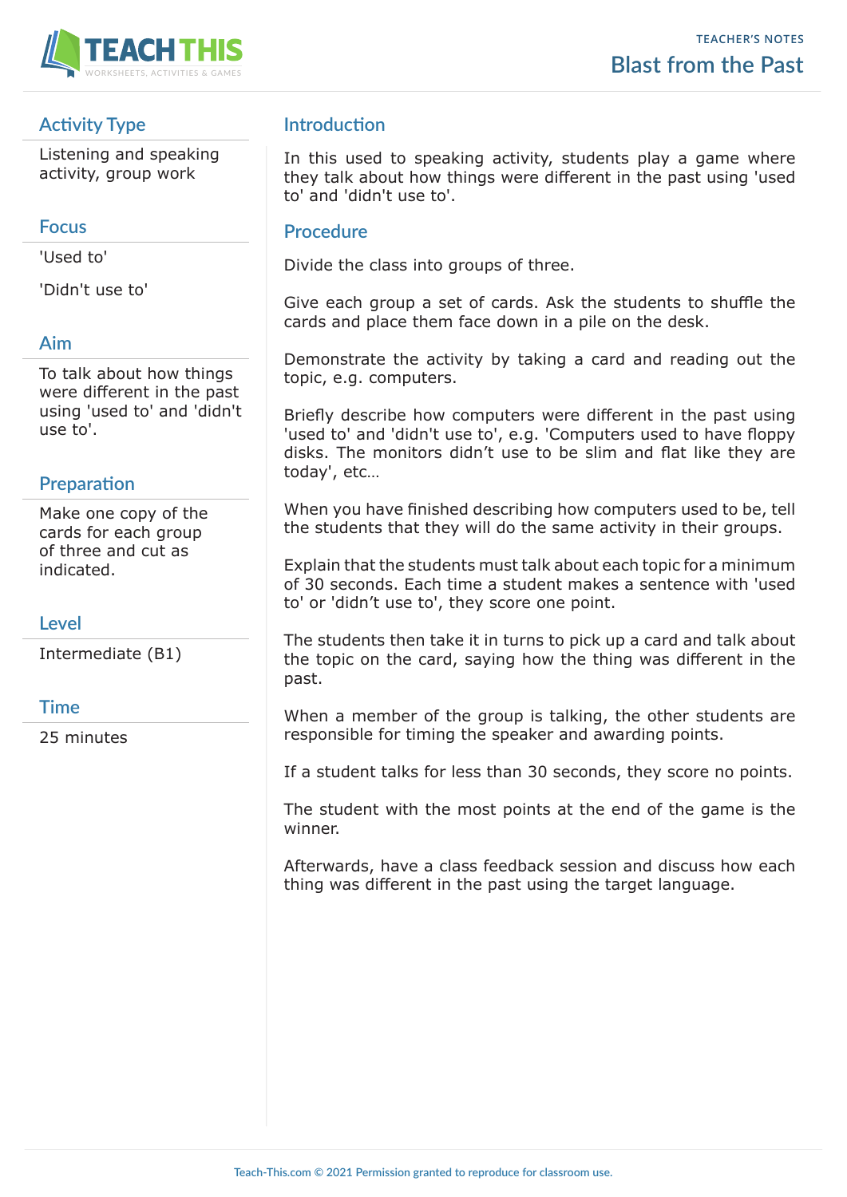TEACHER'S NOTES

# Blast from the Past

## Activity Type

Listening and speaking activity, group work

## Focus

'Used to'

'Didn't use to'

## Aim

To talk about how things were different in the past using 'used to' and 'didn't use to'.

## Preparation

Make one copy of the cards for each group of three and cut as indicated.

## Level

Intermediate (B1)

## Time

25 minutes

## Introduction

In this used to speaking activity, students play a game where they talk about how things were different in the past using 'used to' and 'didn't use to'.

## Procedure

Divide the class into groups of three.

Give each group a set of cards. Ask the students to shuffle the cards and place them face down in a pile on the desk.

Demonstrate the activity by taking a card and reading out the topic, e.g. computers.

Briefly describe how computers were different in the past using 'used to' and 'didn't use to', e.g. 'Computers used to have floppy disks. The monitors didn't use to be slim and flat like they are today', etc...

When you have finished describing how computers used to be, tell the students that they will do the same activity in their groups.

Explain that the students must talk about each topic for a minimum of 30 seconds. Each time a student makes a sentence with 'used to' or 'didn't use to', they score one point.

The students then take it in turns to pick up a card and talk about the topic on the card, saying how the thing was different in the past.

When a member of the group is talking, the other students are responsible for timing the speaker and awarding points.

If a student talks for less than 30 seconds, they score no points.

The student with the most points at the end of the game is the winner.

Afterwards, have a class feedback session and discuss how each thing was different in the past using the target language.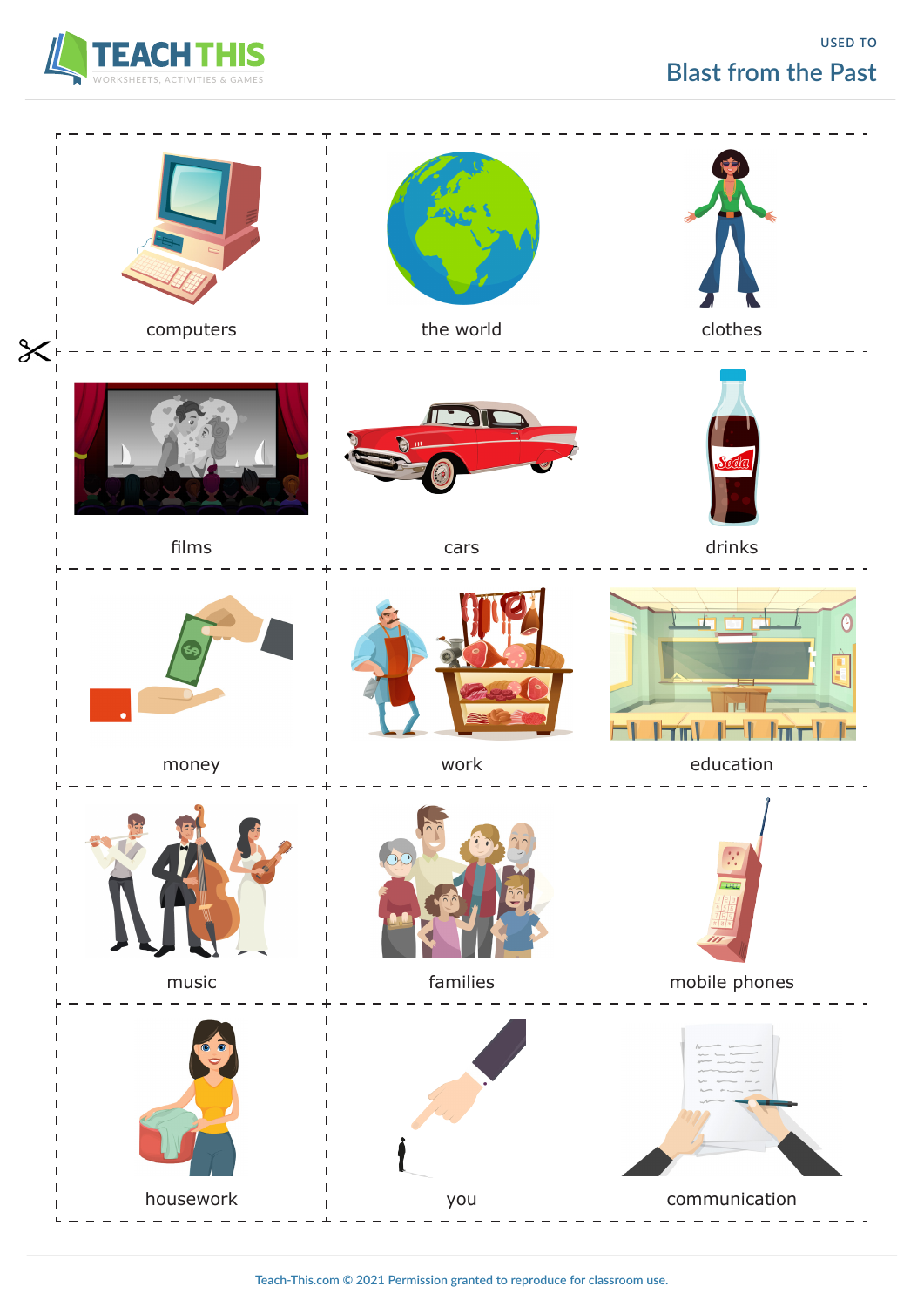USED TO

# Blast from the Past

| | | |
|---|---|---|
| computers | the world | clothes |
| films | cars | drinks |
| money | work | education |
| music | families | mobile phones |
| housework | you | communication |